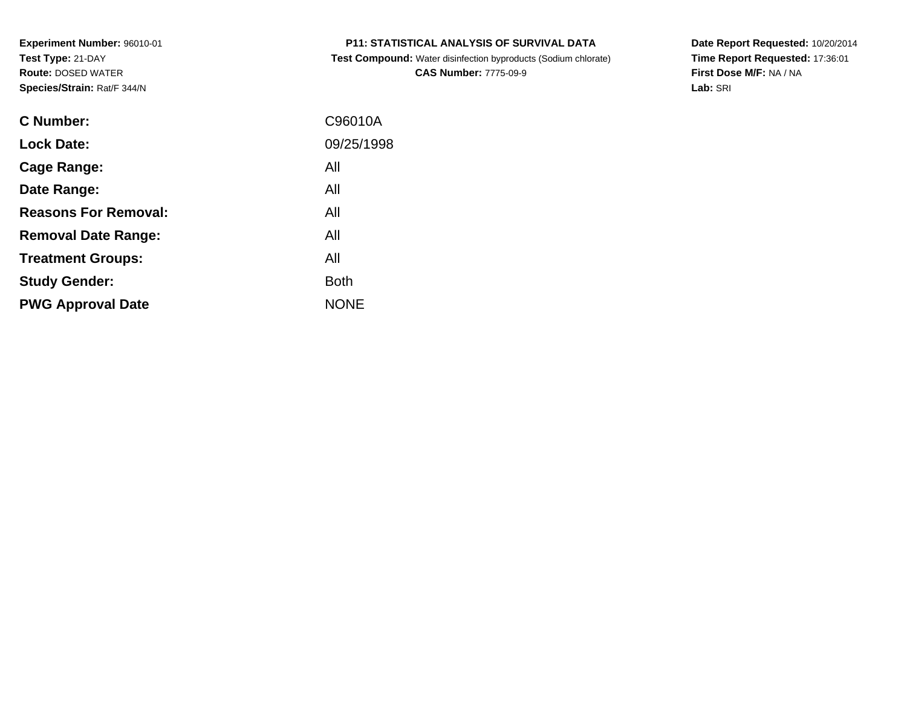**Experiment Number:** 96010-01
**Test Type:** 21-DAY
**Route:** DOSED WATER
**Species/Strain:** Rat/F 344/N

**P11: STATISTICAL ANALYSIS OF SURVIVAL DATA**
**Test Compound:** Water disinfection byproducts (Sodium chlorate)
**CAS Number:** 7775-09-9

**Date Report Requested:** 10/20/2014
**Time Report Requested:** 17:36:01
**First Dose M/F:** NA / NA
**Lab:** SRI

| | |
|---|---|
| **C Number:** | C96010A |
| **Lock Date:** | 09/25/1998 |
| **Cage Range:** | All |
| **Date Range:** | All |
| **Reasons For Removal:** | All |
| **Removal Date Range:** | All |
| **Treatment Groups:** | All |
| **Study Gender:** | Both |
| **PWG Approval Date** | NONE |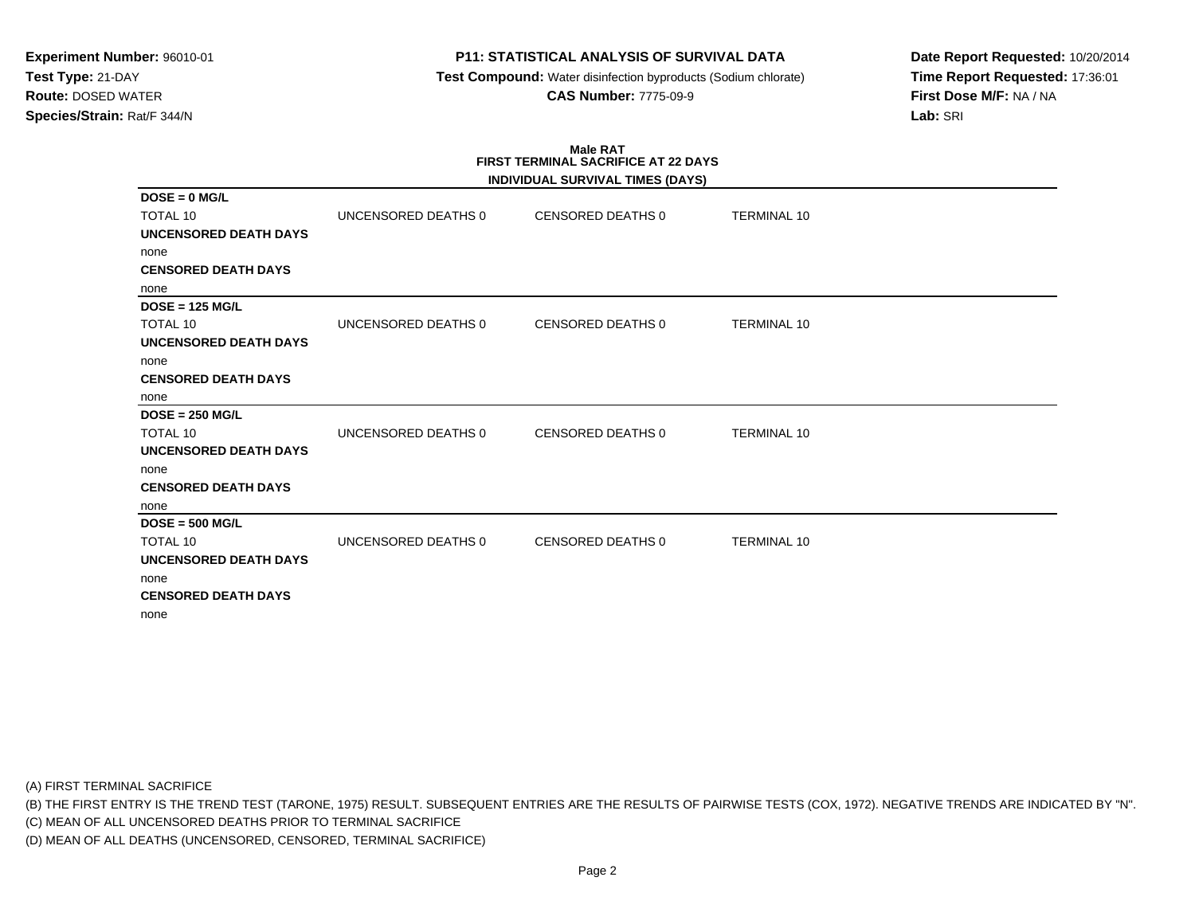**Experiment Number:** 96010-01
**Test Type:** 21-DAY
**Route:** DOSED WATER
**Species/Strain:** Rat/F 344/N

**P11: STATISTICAL ANALYSIS OF SURVIVAL DATA**
**Test Compound:** Water disinfection byproducts (Sodium chlorate)
**CAS Number:** 7775-09-9

**Date Report Requested:** 10/20/2014
**Time Report Requested:** 17:36:01
**First Dose M/F:** NA / NA
**Lab:** SRI

**Male RAT**
**FIRST TERMINAL SACRIFICE AT 22 DAYS**
**INDIVIDUAL SURVIVAL TIMES (DAYS)**

**DOSE = 0 MG/L**

| TOTAL 10 | UNCENSORED DEATHS 0 | CENSORED DEATHS 0 | TERMINAL 10 |
|---|---|---|---|

**UNCENSORED DEATH DAYS**
none
**CENSORED DEATH DAYS**
none

**DOSE = 125 MG/L**

| TOTAL 10 | UNCENSORED DEATHS 0 | CENSORED DEATHS 0 | TERMINAL 10 |
|---|---|---|---|

**UNCENSORED DEATH DAYS**
none
**CENSORED DEATH DAYS**
none

**DOSE = 250 MG/L**

| TOTAL 10 | UNCENSORED DEATHS 0 | CENSORED DEATHS 0 | TERMINAL 10 |
|---|---|---|---|

**UNCENSORED DEATH DAYS**
none
**CENSORED DEATH DAYS**
none

**DOSE = 500 MG/L**

| TOTAL 10 | UNCENSORED DEATHS 0 | CENSORED DEATHS 0 | TERMINAL 10 |
|---|---|---|---|

**UNCENSORED DEATH DAYS**
none
**CENSORED DEATH DAYS**
none

(A) FIRST TERMINAL SACRIFICE
(B) THE FIRST ENTRY IS THE TREND TEST (TARONE, 1975) RESULT. SUBSEQUENT ENTRIES ARE THE RESULTS OF PAIRWISE TESTS (COX, 1972). NEGATIVE TRENDS ARE INDICATED BY "N".
(C) MEAN OF ALL UNCENSORED DEATHS PRIOR TO TERMINAL SACRIFICE
(D) MEAN OF ALL DEATHS (UNCENSORED, CENSORED, TERMINAL SACRIFICE)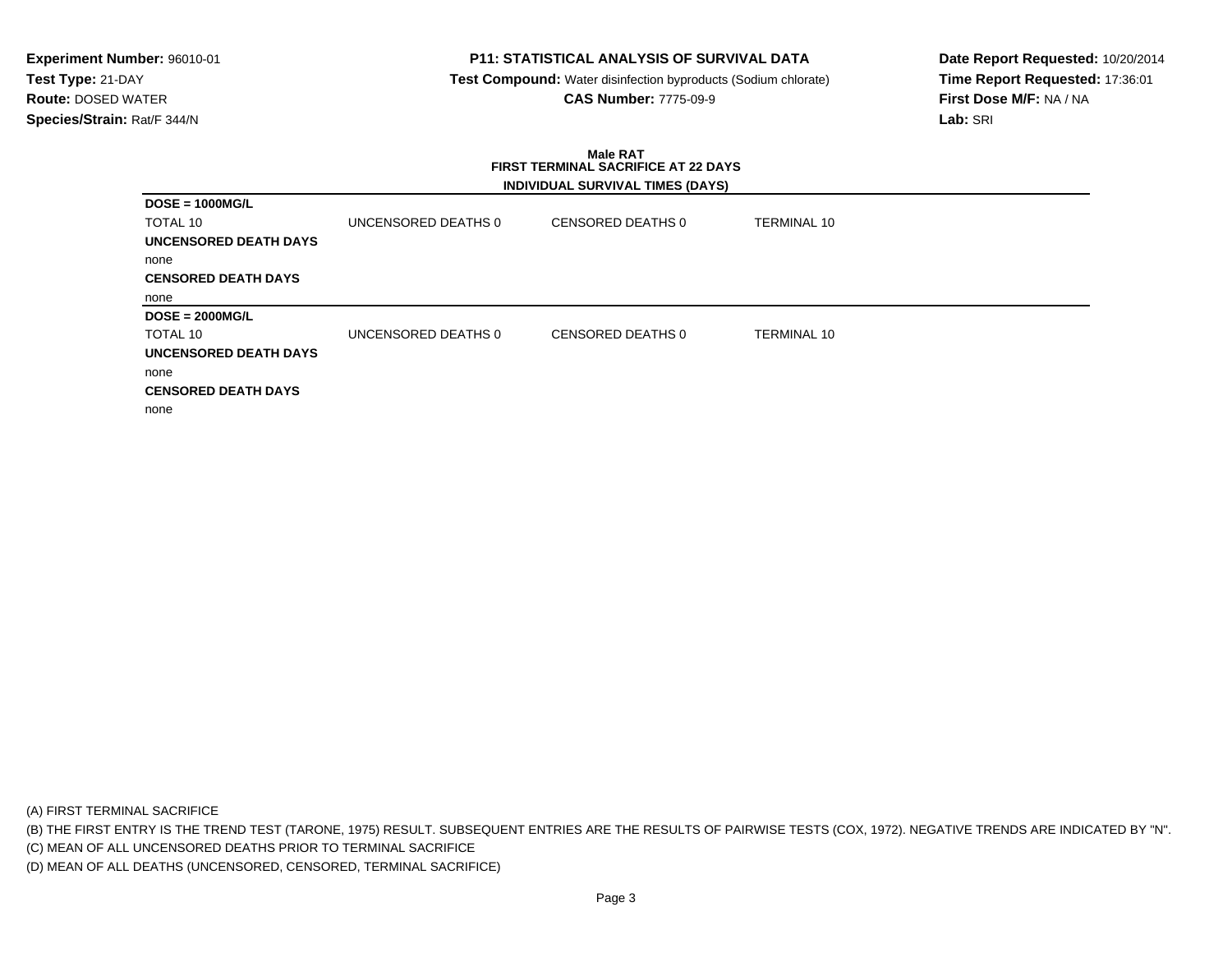**Experiment Number:** 96010-01
**Test Type:** 21-DAY
**Route:** DOSED WATER
**Species/Strain:** Rat/F 344/N

**P11: STATISTICAL ANALYSIS OF SURVIVAL DATA**
**Test Compound:** Water disinfection byproducts (Sodium chlorate)
**CAS Number:** 7775-09-9

**Date Report Requested:** 10/20/2014
**Time Report Requested:** 17:36:01
**First Dose M/F:** NA / NA
**Lab:** SRI

**Male RAT**
**FIRST TERMINAL SACRIFICE AT 22 DAYS**
**INDIVIDUAL SURVIVAL TIMES (DAYS)**

**DOSE = 1000MG/L**

| TOTAL 10 | UNCENSORED DEATHS 0 | CENSORED DEATHS 0 | TERMINAL 10 |
|---|---|---|---|

**UNCENSORED DEATH DAYS**

none

**CENSORED DEATH DAYS**

none

**DOSE = 2000MG/L**

| TOTAL 10 | UNCENSORED DEATHS 0 | CENSORED DEATHS 0 | TERMINAL 10 |
|---|---|---|---|

**UNCENSORED DEATH DAYS**

none

**CENSORED DEATH DAYS**

none

(A) FIRST TERMINAL SACRIFICE

(B) THE FIRST ENTRY IS THE TREND TEST (TARONE, 1975) RESULT. SUBSEQUENT ENTRIES ARE THE RESULTS OF PAIRWISE TESTS (COX, 1972). NEGATIVE TRENDS ARE INDICATED BY "N".

(C) MEAN OF ALL UNCENSORED DEATHS PRIOR TO TERMINAL SACRIFICE

(D) MEAN OF ALL DEATHS (UNCENSORED, CENSORED, TERMINAL SACRIFICE)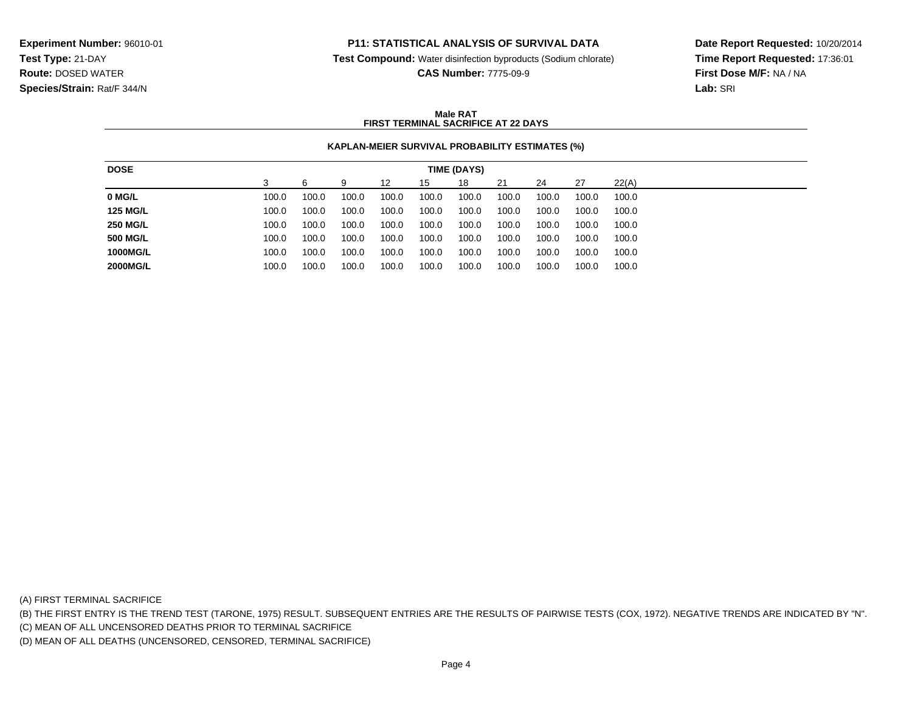**Experiment Number:** 96010-01
**Test Type:** 21-DAY
**Route:** DOSED WATER
**Species/Strain:** Rat/F 344/N

**P11: STATISTICAL ANALYSIS OF SURVIVAL DATA**
**Test Compound:** Water disinfection byproducts (Sodium chlorate)
**CAS Number:** 7775-09-9

**Date Report Requested:** 10/20/2014
**Time Report Requested:** 17:36:01
**First Dose M/F:** NA / NA
**Lab:** SRI

**Male RAT**
**FIRST TERMINAL SACRIFICE AT 22 DAYS**

**KAPLAN-MEIER SURVIVAL PROBABILITY ESTIMATES (%)**

| DOSE | TIME (DAYS) | | | | | | | | | |
|---|---|---|---|---|---|---|---|---|---|---|
| | 3 | 6 | 9 | 12 | 15 | 18 | 21 | 24 | 27 | 22(A) |
| **0 MG/L** | 100.0 | 100.0 | 100.0 | 100.0 | 100.0 | 100.0 | 100.0 | 100.0 | 100.0 | 100.0 |
| **125 MG/L** | 100.0 | 100.0 | 100.0 | 100.0 | 100.0 | 100.0 | 100.0 | 100.0 | 100.0 | 100.0 |
| **250 MG/L** | 100.0 | 100.0 | 100.0 | 100.0 | 100.0 | 100.0 | 100.0 | 100.0 | 100.0 | 100.0 |
| **500 MG/L** | 100.0 | 100.0 | 100.0 | 100.0 | 100.0 | 100.0 | 100.0 | 100.0 | 100.0 | 100.0 |
| **1000MG/L** | 100.0 | 100.0 | 100.0 | 100.0 | 100.0 | 100.0 | 100.0 | 100.0 | 100.0 | 100.0 |
| **2000MG/L** | 100.0 | 100.0 | 100.0 | 100.0 | 100.0 | 100.0 | 100.0 | 100.0 | 100.0 | 100.0 |

(A) FIRST TERMINAL SACRIFICE
(B) THE FIRST ENTRY IS THE TREND TEST (TARONE, 1975) RESULT. SUBSEQUENT ENTRIES ARE THE RESULTS OF PAIRWISE TESTS (COX, 1972). NEGATIVE TRENDS ARE INDICATED BY "N".
(C) MEAN OF ALL UNCENSORED DEATHS PRIOR TO TERMINAL SACRIFICE
(D) MEAN OF ALL DEATHS (UNCENSORED, CENSORED, TERMINAL SACRIFICE)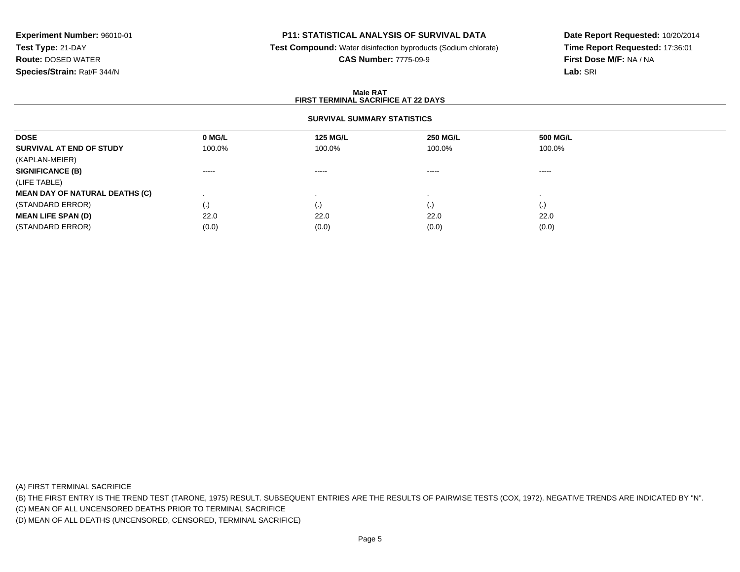**Experiment Number:** 96010-01
**Test Type:** 21-DAY
**Route:** DOSED WATER
**Species/Strain:** Rat/F 344/N

**P11: STATISTICAL ANALYSIS OF SURVIVAL DATA**
**Test Compound:** Water disinfection byproducts (Sodium chlorate)
**CAS Number:** 7775-09-9

**Date Report Requested:** 10/20/2014
**Time Report Requested:** 17:36:01
**First Dose M/F:** NA / NA
**Lab:** SRI

**Male RAT**
**FIRST TERMINAL SACRIFICE AT 22 DAYS**

**SURVIVAL SUMMARY STATISTICS**

| DOSE | 0 MG/L | 125 MG/L | 250 MG/L | 500 MG/L |
|---|---|---|---|---|
| **SURVIVAL AT END OF STUDY** | 100.0% | 100.0% | 100.0% | 100.0% |
| (KAPLAN-MEIER) | | | | |
| **SIGNIFICANCE (B)** | ----- | ----- | ----- | ----- |
| (LIFE TABLE) | | | | |
| **MEAN DAY OF NATURAL DEATHS (C)** | . | . | . | . |
| (STANDARD ERROR) | (.) | (.) | (.) | (.) |
| **MEAN LIFE SPAN (D)** | 22.0 | 22.0 | 22.0 | 22.0 |
| (STANDARD ERROR) | (0.0) | (0.0) | (0.0) | (0.0) |

(A) FIRST TERMINAL SACRIFICE
(B) THE FIRST ENTRY IS THE TREND TEST (TARONE, 1975) RESULT. SUBSEQUENT ENTRIES ARE THE RESULTS OF PAIRWISE TESTS (COX, 1972). NEGATIVE TRENDS ARE INDICATED BY "N".
(C) MEAN OF ALL UNCENSORED DEATHS PRIOR TO TERMINAL SACRIFICE
(D) MEAN OF ALL DEATHS (UNCENSORED, CENSORED, TERMINAL SACRIFICE)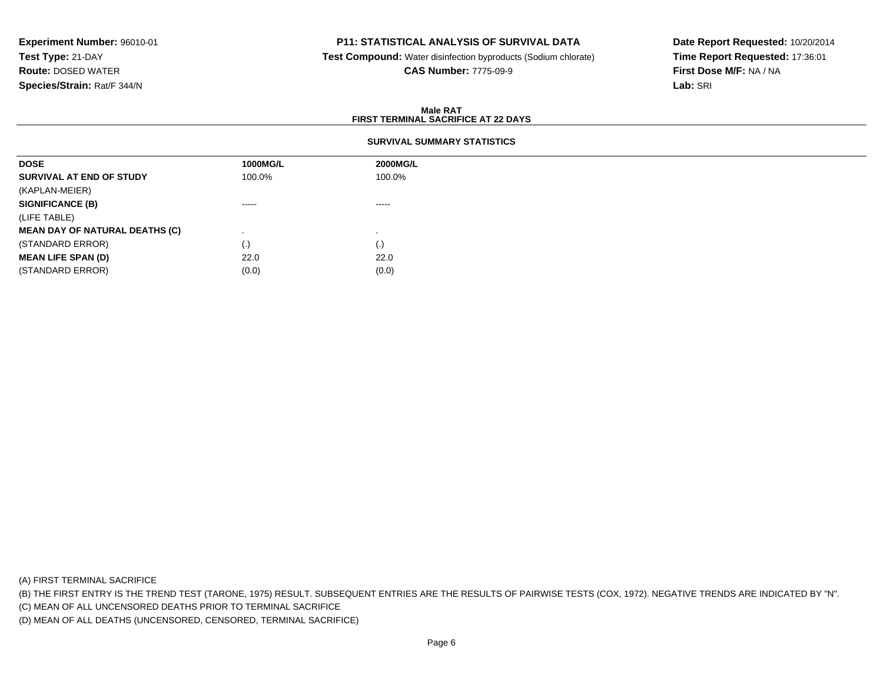**Experiment Number:** 96010-01
**Test Type:** 21-DAY
**Route:** DOSED WATER
**Species/Strain:** Rat/F 344/N

**P11: STATISTICAL ANALYSIS OF SURVIVAL DATA**
**Test Compound:** Water disinfection byproducts (Sodium chlorate)
**CAS Number:** 7775-09-9

**Date Report Requested:** 10/20/2014
**Time Report Requested:** 17:36:01
**First Dose M/F:** NA / NA
**Lab:** SRI

**Male RAT**
**FIRST TERMINAL SACRIFICE AT 22 DAYS**

**SURVIVAL SUMMARY STATISTICS**

| **DOSE** | **1000MG/L** | **2000MG/L** |
|---|---|---|
| **SURVIVAL AT END OF STUDY** | 100.0% | 100.0% |
| (KAPLAN-MEIER) | | |
| **SIGNIFICANCE (B)** | ----- | ----- |
| (LIFE TABLE) | | |
| **MEAN DAY OF NATURAL DEATHS (C)** | . | . |
| (STANDARD ERROR) | (.) | (.) |
| **MEAN LIFE SPAN (D)** | 22.0 | 22.0 |
| (STANDARD ERROR) | (0.0) | (0.0) |

(A) FIRST TERMINAL SACRIFICE
(B) THE FIRST ENTRY IS THE TREND TEST (TARONE, 1975) RESULT. SUBSEQUENT ENTRIES ARE THE RESULTS OF PAIRWISE TESTS (COX, 1972). NEGATIVE TRENDS ARE INDICATED BY "N".
(C) MEAN OF ALL UNCENSORED DEATHS PRIOR TO TERMINAL SACRIFICE
(D) MEAN OF ALL DEATHS (UNCENSORED, CENSORED, TERMINAL SACRIFICE)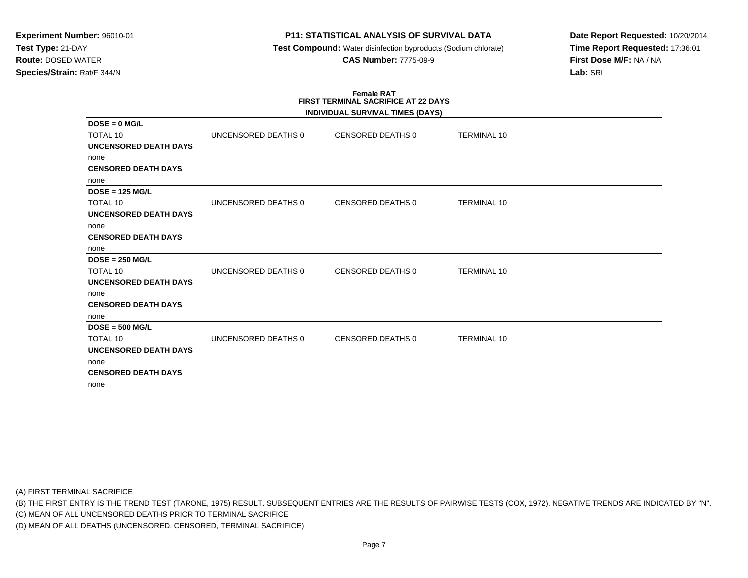**Experiment Number:** 96010-01
**Test Type:** 21-DAY
**Route:** DOSED WATER
**Species/Strain:** Rat/F 344/N

**P11: STATISTICAL ANALYSIS OF SURVIVAL DATA**
**Test Compound:** Water disinfection byproducts (Sodium chlorate)
**CAS Number:** 7775-09-9

**Date Report Requested:** 10/20/2014
**Time Report Requested:** 17:36:01
**First Dose M/F:** NA / NA
**Lab:** SRI

## Female RAT
## FIRST TERMINAL SACRIFICE AT 22 DAYS
### INDIVIDUAL SURVIVAL TIMES (DAYS)

**DOSE = 0 MG/L**

| TOTAL 10 | UNCENSORED DEATHS 0 | CENSORED DEATHS 0 | TERMINAL 10 |
|---|---|---|---|

**UNCENSORED DEATH DAYS**
none
**CENSORED DEATH DAYS**
none

**DOSE = 125 MG/L**

| TOTAL 10 | UNCENSORED DEATHS 0 | CENSORED DEATHS 0 | TERMINAL 10 |
|---|---|---|---|

**UNCENSORED DEATH DAYS**
none
**CENSORED DEATH DAYS**
none

**DOSE = 250 MG/L**

| TOTAL 10 | UNCENSORED DEATHS 0 | CENSORED DEATHS 0 | TERMINAL 10 |
|---|---|---|---|

**UNCENSORED DEATH DAYS**
none
**CENSORED DEATH DAYS**
none

**DOSE = 500 MG/L**

| TOTAL 10 | UNCENSORED DEATHS 0 | CENSORED DEATHS 0 | TERMINAL 10 |
|---|---|---|---|

**UNCENSORED DEATH DAYS**
none
**CENSORED DEATH DAYS**
none

(A) FIRST TERMINAL SACRIFICE
(B) THE FIRST ENTRY IS THE TREND TEST (TARONE, 1975) RESULT. SUBSEQUENT ENTRIES ARE THE RESULTS OF PAIRWISE TESTS (COX, 1972). NEGATIVE TRENDS ARE INDICATED BY "N".
(C) MEAN OF ALL UNCENSORED DEATHS PRIOR TO TERMINAL SACRIFICE
(D) MEAN OF ALL DEATHS (UNCENSORED, CENSORED, TERMINAL SACRIFICE)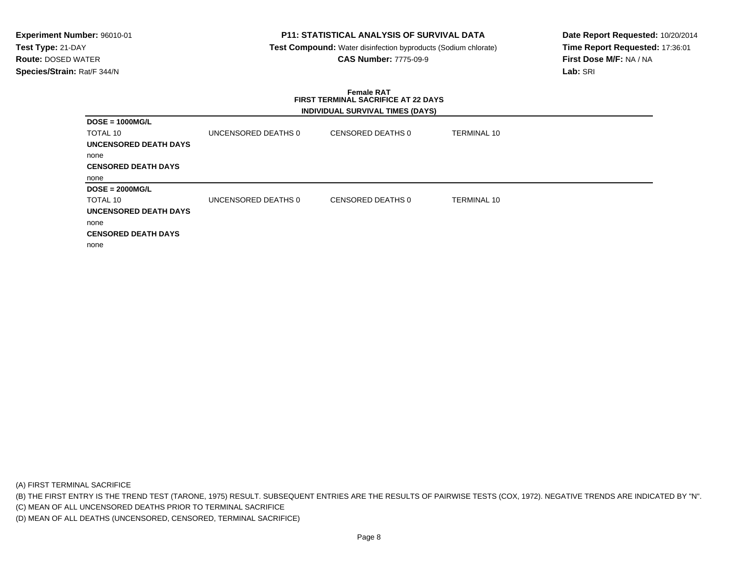**Experiment Number:** 96010-01
**Test Type:** 21-DAY
**Route:** DOSED WATER
**Species/Strain:** Rat/F 344/N

**P11: STATISTICAL ANALYSIS OF SURVIVAL DATA**
**Test Compound:** Water disinfection byproducts (Sodium chlorate)
**CAS Number:** 7775-09-9

**Date Report Requested:** 10/20/2014
**Time Report Requested:** 17:36:01
**First Dose M/F:** NA / NA
**Lab:** SRI

**Female RAT**
**FIRST TERMINAL SACRIFICE AT 22 DAYS**

**INDIVIDUAL SURVIVAL TIMES (DAYS)**

**DOSE = 1000MG/L**

| TOTAL 10 | UNCENSORED DEATHS 0 | CENSORED DEATHS 0 | TERMINAL 10 |
|---|---|---|---|

**UNCENSORED DEATH DAYS**

none

**CENSORED DEATH DAYS**

none

**DOSE = 2000MG/L**

| TOTAL 10 | UNCENSORED DEATHS 0 | CENSORED DEATHS 0 | TERMINAL 10 |
|---|---|---|---|

**UNCENSORED DEATH DAYS**

none

**CENSORED DEATH DAYS**

none

(A) FIRST TERMINAL SACRIFICE
(B) THE FIRST ENTRY IS THE TREND TEST (TARONE, 1975) RESULT. SUBSEQUENT ENTRIES ARE THE RESULTS OF PAIRWISE TESTS (COX, 1972). NEGATIVE TRENDS ARE INDICATED BY "N".
(C) MEAN OF ALL UNCENSORED DEATHS PRIOR TO TERMINAL SACRIFICE
(D) MEAN OF ALL DEATHS (UNCENSORED, CENSORED, TERMINAL SACRIFICE)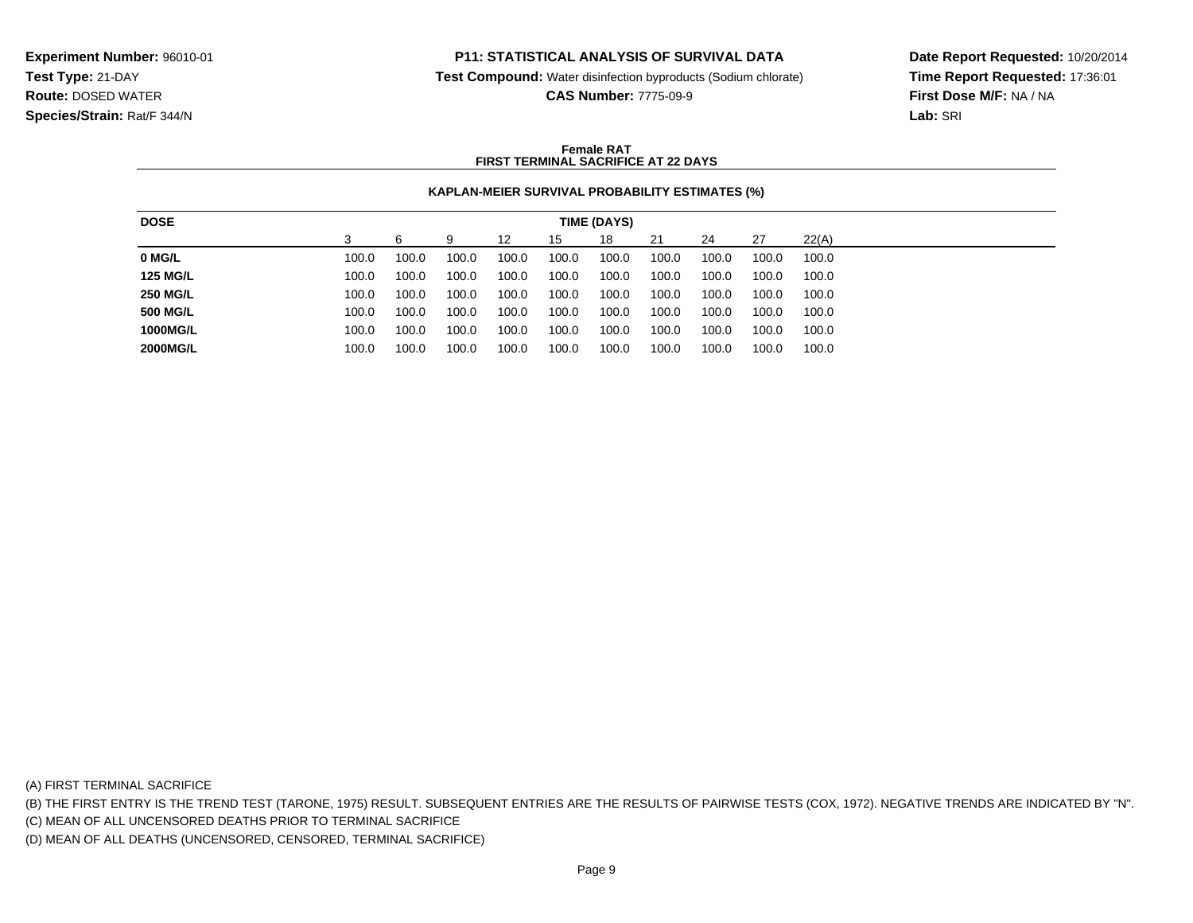**Experiment Number:** 96010-01
**Test Type:** 21-DAY
**Route:** DOSED WATER
**Species/Strain:** Rat/F 344/N

**P11: STATISTICAL ANALYSIS OF SURVIVAL DATA**
**Test Compound:** Water disinfection byproducts (Sodium chlorate)
**CAS Number:** 7775-09-9

**Date Report Requested:** 10/20/2014
**Time Report Requested:** 17:36:01
**First Dose M/F:** NA / NA
**Lab:** SRI

**Female RAT**
**FIRST TERMINAL SACRIFICE AT 22 DAYS**

**KAPLAN-MEIER SURVIVAL PROBABILITY ESTIMATES (%)**

| DOSE | TIME (DAYS) | | | | | | | | | |
|---|---|---|---|---|---|---|---|---|---|---|
| | 3 | 6 | 9 | 12 | 15 | 18 | 21 | 24 | 27 | 22(A) |
| **0 MG/L** | 100.0 | 100.0 | 100.0 | 100.0 | 100.0 | 100.0 | 100.0 | 100.0 | 100.0 | 100.0 |
| **125 MG/L** | 100.0 | 100.0 | 100.0 | 100.0 | 100.0 | 100.0 | 100.0 | 100.0 | 100.0 | 100.0 |
| **250 MG/L** | 100.0 | 100.0 | 100.0 | 100.0 | 100.0 | 100.0 | 100.0 | 100.0 | 100.0 | 100.0 |
| **500 MG/L** | 100.0 | 100.0 | 100.0 | 100.0 | 100.0 | 100.0 | 100.0 | 100.0 | 100.0 | 100.0 |
| **1000MG/L** | 100.0 | 100.0 | 100.0 | 100.0 | 100.0 | 100.0 | 100.0 | 100.0 | 100.0 | 100.0 |
| **2000MG/L** | 100.0 | 100.0 | 100.0 | 100.0 | 100.0 | 100.0 | 100.0 | 100.0 | 100.0 | 100.0 |

(A) FIRST TERMINAL SACRIFICE
(B) THE FIRST ENTRY IS THE TREND TEST (TARONE, 1975) RESULT. SUBSEQUENT ENTRIES ARE THE RESULTS OF PAIRWISE TESTS (COX, 1972). NEGATIVE TRENDS ARE INDICATED BY "N".
(C) MEAN OF ALL UNCENSORED DEATHS PRIOR TO TERMINAL SACRIFICE
(D) MEAN OF ALL DEATHS (UNCENSORED, CENSORED, TERMINAL SACRIFICE)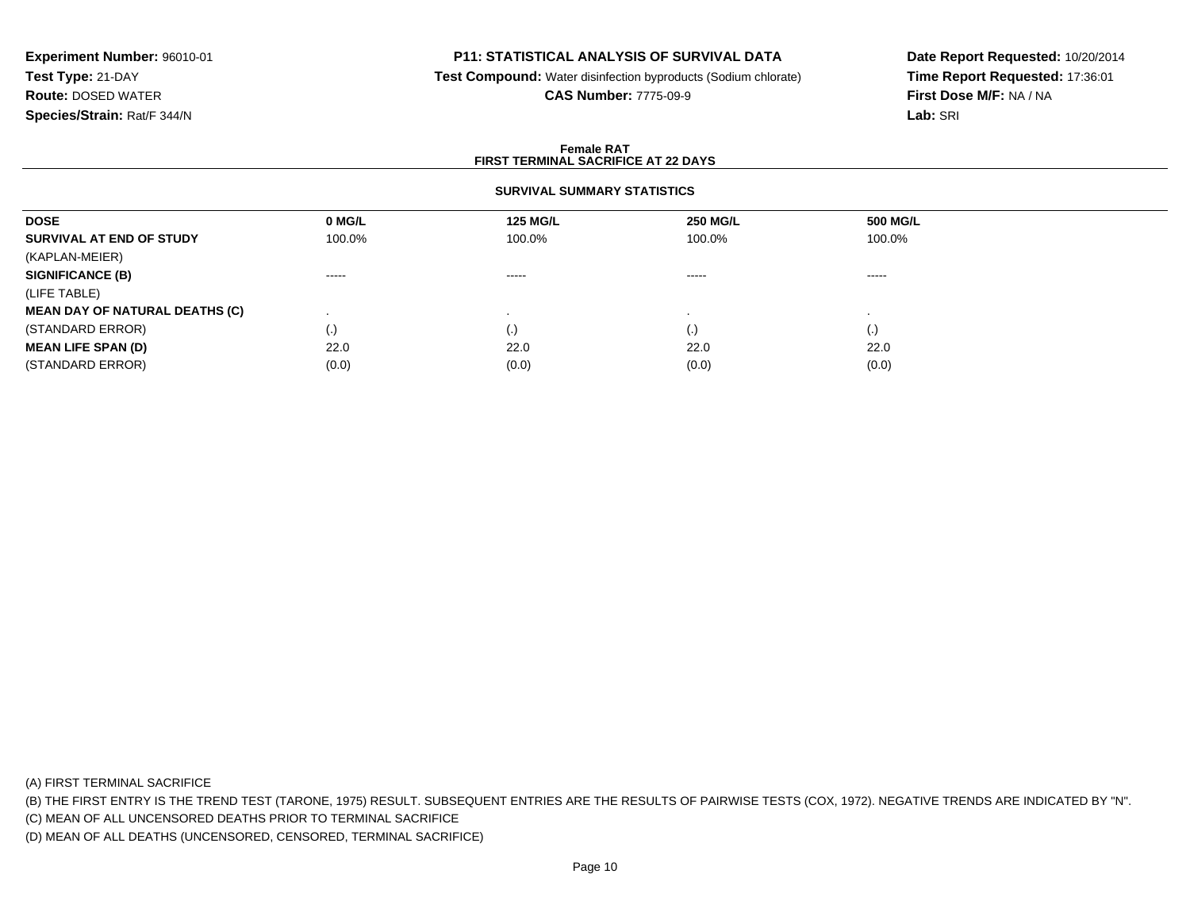**Experiment Number:** 96010-01
**Test Type:** 21-DAY
**Route:** DOSED WATER
**Species/Strain:** Rat/F 344/N

**P11: STATISTICAL ANALYSIS OF SURVIVAL DATA**
**Test Compound:** Water disinfection byproducts (Sodium chlorate)
**CAS Number:** 7775-09-9

**Date Report Requested:** 10/20/2014
**Time Report Requested:** 17:36:01
**First Dose M/F:** NA / NA
**Lab:** SRI

**Female RAT**
**FIRST TERMINAL SACRIFICE AT 22 DAYS**

**SURVIVAL SUMMARY STATISTICS**

| DOSE | 0 MG/L | 125 MG/L | 250 MG/L | 500 MG/L |
|---|---|---|---|---|
| **SURVIVAL AT END OF STUDY** | 100.0% | 100.0% | 100.0% | 100.0% |
| (KAPLAN-MEIER) | | | | |
| **SIGNIFICANCE (B)** | ----- | ----- | ----- | ----- |
| (LIFE TABLE) | | | | |
| **MEAN DAY OF NATURAL DEATHS (C)** | . | . | . | . |
| (STANDARD ERROR) | (.) | (.) | (.) | (.) |
| **MEAN LIFE SPAN (D)** | 22.0 | 22.0 | 22.0 | 22.0 |
| (STANDARD ERROR) | (0.0) | (0.0) | (0.0) | (0.0) |

(A) FIRST TERMINAL SACRIFICE
(B) THE FIRST ENTRY IS THE TREND TEST (TARONE, 1975) RESULT. SUBSEQUENT ENTRIES ARE THE RESULTS OF PAIRWISE TESTS (COX, 1972). NEGATIVE TRENDS ARE INDICATED BY "N".
(C) MEAN OF ALL UNCENSORED DEATHS PRIOR TO TERMINAL SACRIFICE
(D) MEAN OF ALL DEATHS (UNCENSORED, CENSORED, TERMINAL SACRIFICE)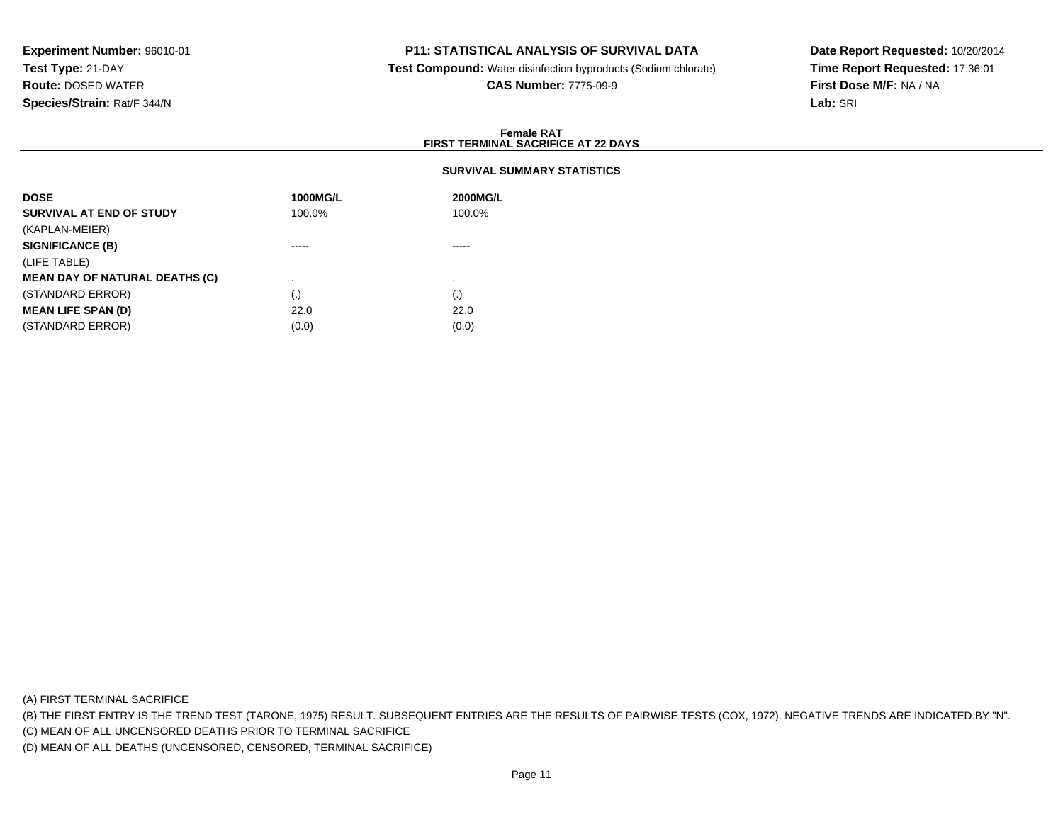**Experiment Number:** 96010-01
**Test Type:** 21-DAY
**Route:** DOSED WATER
**Species/Strain:** Rat/F 344/N

**P11: STATISTICAL ANALYSIS OF SURVIVAL DATA**
**Test Compound:** Water disinfection byproducts (Sodium chlorate)
**CAS Number:** 7775-09-9

**Date Report Requested:** 10/20/2014
**Time Report Requested:** 17:36:01
**First Dose M/F:** NA / NA
**Lab:** SRI

### Female RAT
### FIRST TERMINAL SACRIFICE AT 22 DAYS

#### SURVIVAL SUMMARY STATISTICS

| DOSE | 1000MG/L | 2000MG/L |
|---|---|---|
| **SURVIVAL AT END OF STUDY** | 100.0% | 100.0% |
| (KAPLAN-MEIER) | | |
| **SIGNIFICANCE (B)** | ----- | ----- |
| (LIFE TABLE) | | |
| **MEAN DAY OF NATURAL DEATHS (C)** | . | . |
| (STANDARD ERROR) | (.) | (.) |
| **MEAN LIFE SPAN (D)** | 22.0 | 22.0 |
| (STANDARD ERROR) | (0.0) | (0.0) |

(A) FIRST TERMINAL SACRIFICE
(B) THE FIRST ENTRY IS THE TREND TEST (TARONE, 1975) RESULT. SUBSEQUENT ENTRIES ARE THE RESULTS OF PAIRWISE TESTS (COX, 1972). NEGATIVE TRENDS ARE INDICATED BY "N".
(C) MEAN OF ALL UNCENSORED DEATHS PRIOR TO TERMINAL SACRIFICE
(D) MEAN OF ALL DEATHS (UNCENSORED, CENSORED, TERMINAL SACRIFICE)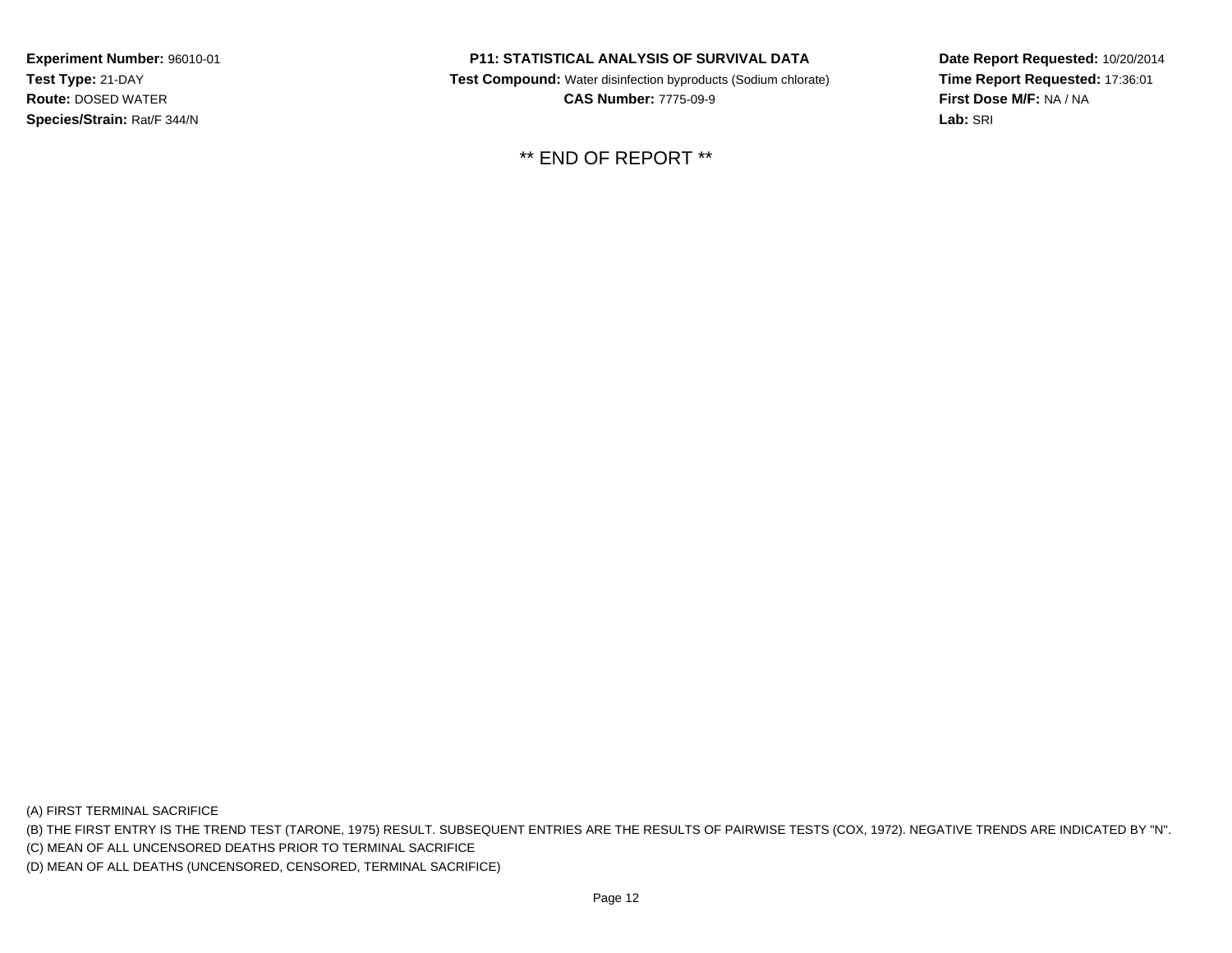**Experiment Number:** 96010-01
**Test Type:** 21-DAY
**Route:** DOSED WATER
**Species/Strain:** Rat/F 344/N

**P11: STATISTICAL ANALYSIS OF SURVIVAL DATA**
**Test Compound:** Water disinfection byproducts (Sodium chlorate)
**CAS Number:** 7775-09-9

**Date Report Requested:** 10/20/2014
**Time Report Requested:** 17:36:01
**First Dose M/F:** NA / NA
**Lab:** SRI

** END OF REPORT **

(A) FIRST TERMINAL SACRIFICE
(B) THE FIRST ENTRY IS THE TREND TEST (TARONE, 1975) RESULT. SUBSEQUENT ENTRIES ARE THE RESULTS OF PAIRWISE TESTS (COX, 1972). NEGATIVE TRENDS ARE INDICATED BY "N".
(C) MEAN OF ALL UNCENSORED DEATHS PRIOR TO TERMINAL SACRIFICE
(D) MEAN OF ALL DEATHS (UNCENSORED, CENSORED, TERMINAL SACRIFICE)